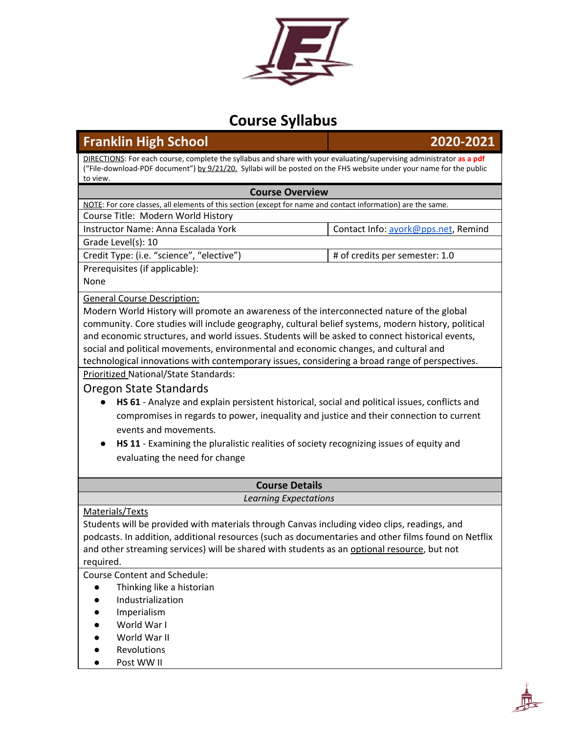# Course Syllabus

| Franklin High School | 2020-2021 |
|---|---|

DIRECTIONS: For each course, complete the syllabus and share with your evaluating/supervising administrator **as a pdf** ("File-download-PDF document") by 9/21/20. Syllabi will be posted on the FHS website under your name for the public to view.

## Course Overview

NOTE: For core classes, all elements of this section (except for name and contact information) are the same.

| | |
|---|---|
| Course Title: Modern World History | |
| Instructor Name: Anna Escalada York | Contact Info: ayork@pps.net, Remind |
| Grade Level(s): 10 | |
| Credit Type: (i.e. "science", "elective") | # of credits per semester: 1.0 |

Prerequisites (if applicable):
None

General Course Description:
Modern World History will promote an awareness of the interconnected nature of the global community. Core studies will include geography, cultural belief systems, modern history, political and economic structures, and world issues. Students will be asked to connect historical events, social and political movements, environmental and economic changes, and cultural and technological innovations with contemporary issues, considering a broad range of perspectives.

Prioritized National/State Standards:

### Oregon State Standards

- **HS 61** - Analyze and explain persistent historical, social and political issues, conflicts and compromises in regards to power, inequality and justice and their connection to current events and movements.
- **HS 11** - Examining the pluralistic realities of society recognizing issues of equity and evaluating the need for change

## Course Details

*Learning Expectations*

Materials/Texts
Students will be provided with materials through Canvas including video clips, readings, and podcasts. In addition, additional resources (such as documentaries and other films found on Netflix and other streaming services) will be shared with students as an optional resource, but not required.

Course Content and Schedule:

- Thinking like a historian
- Industrialization
- Imperialism
- World War I
- World War II
- Revolutions
- Post WW II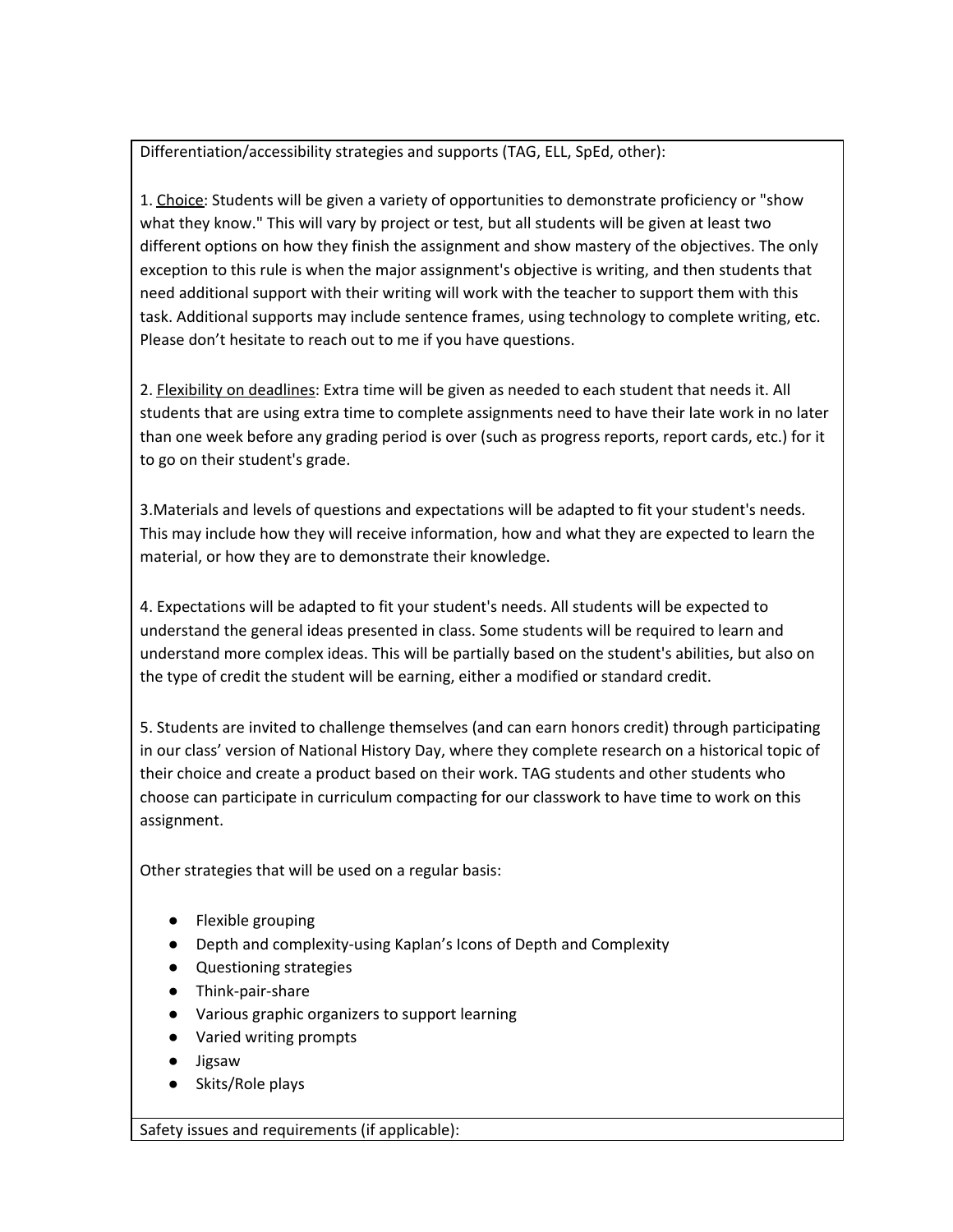Differentiation/accessibility strategies and supports (TAG, ELL, SpEd, other):

1. Choice: Students will be given a variety of opportunities to demonstrate proficiency or "show what they know." This will vary by project or test, but all students will be given at least two different options on how they finish the assignment and show mastery of the objectives. The only exception to this rule is when the major assignment's objective is writing, and then students that need additional support with their writing will work with the teacher to support them with this task. Additional supports may include sentence frames, using technology to complete writing, etc. Please don't hesitate to reach out to me if you have questions.

2. Flexibility on deadlines: Extra time will be given as needed to each student that needs it. All students that are using extra time to complete assignments need to have their late work in no later than one week before any grading period is over (such as progress reports, report cards, etc.) for it to go on their student's grade.

3.Materials and levels of questions and expectations will be adapted to fit your student's needs. This may include how they will receive information, how and what they are expected to learn the material, or how they are to demonstrate their knowledge.

4. Expectations will be adapted to fit your student's needs. All students will be expected to understand the general ideas presented in class. Some students will be required to learn and understand more complex ideas. This will be partially based on the student's abilities, but also on the type of credit the student will be earning, either a modified or standard credit.

5. Students are invited to challenge themselves (and can earn honors credit) through participating in our class' version of National History Day, where they complete research on a historical topic of their choice and create a product based on their work. TAG students and other students who choose can participate in curriculum compacting for our classwork to have time to work on this assignment.

Other strategies that will be used on a regular basis:

- Flexible grouping
- Depth and complexity-using Kaplan's Icons of Depth and Complexity
- Questioning strategies
- Think-pair-share
- Various graphic organizers to support learning
- Varied writing prompts
- Jigsaw
- Skits/Role plays

Safety issues and requirements (if applicable):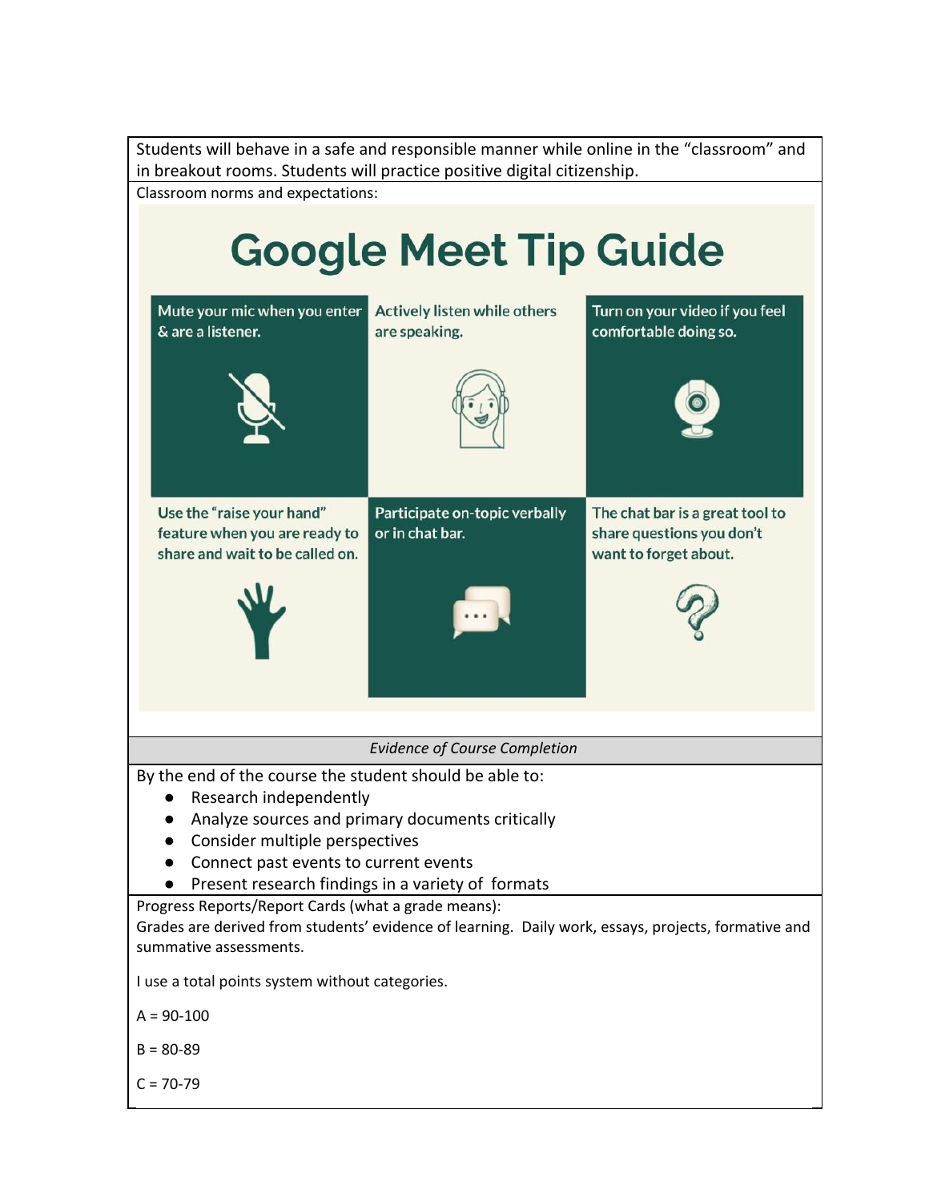Students will behave in a safe and responsible manner while online in the “classroom” and in breakout rooms. Students will practice positive digital citizenship.

Classroom norms and expectations:

## Google Meet Tip Guide

- Mute your mic when you enter & are a listener.
- Actively listen while others are speaking.
- Turn on your video if you feel comfortable doing so.
- Use the “raise your hand” feature when you are ready to share and wait to be called on.
- Participate on-topic verbally or in chat bar.
- The chat bar is a great tool to share questions you don't want to forget about.

*Evidence of Course Completion*

By the end of the course the student should be able to:

- Research independently
- Analyze sources and primary documents critically
- Consider multiple perspectives
- Connect past events to current events
- Present research findings in a variety of formats

Progress Reports/Report Cards (what a grade means):
Grades are derived from students' evidence of learning. Daily work, essays, projects, formative and summative assessments.

I use a total points system without categories.

A = 90-100

B = 80-89

C = 70-79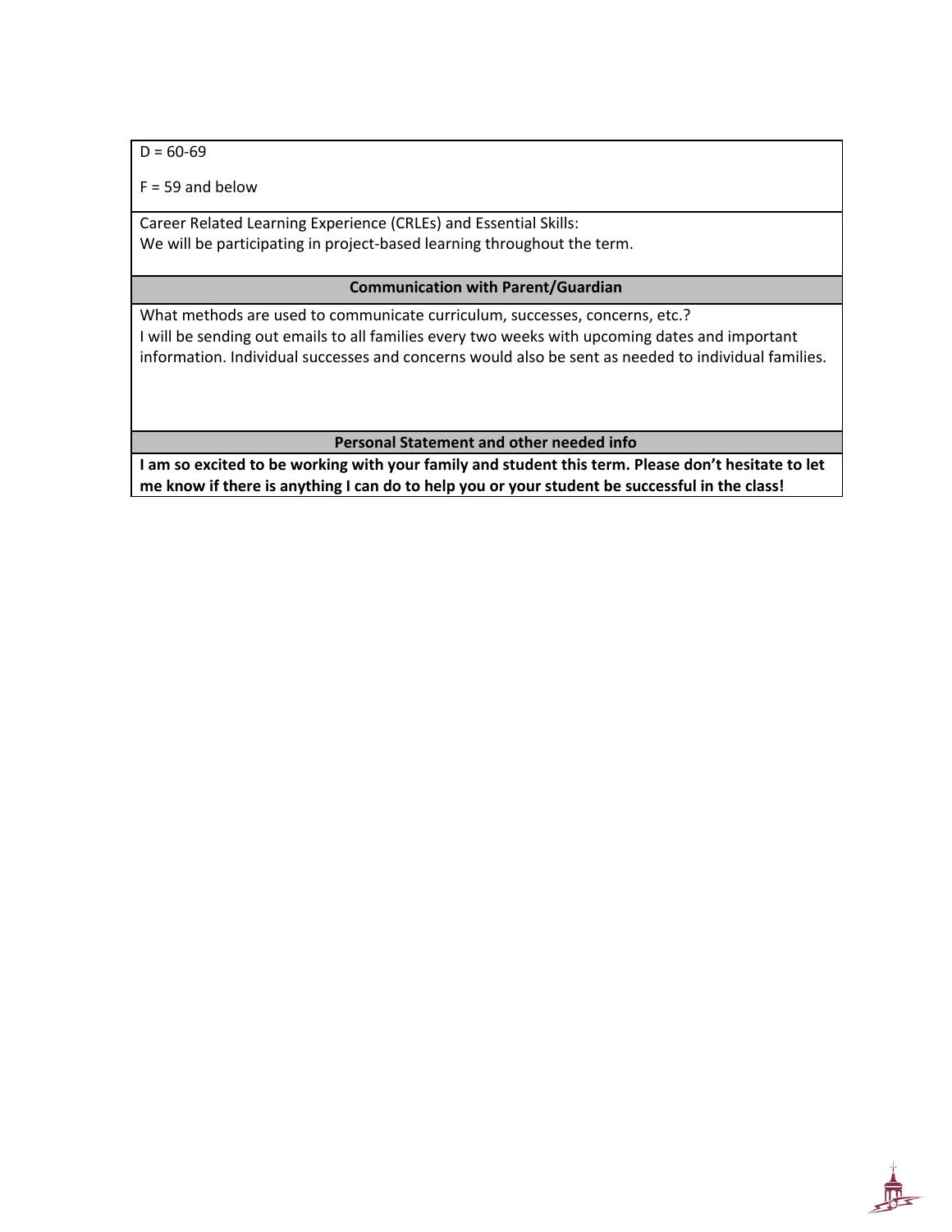D = 60-69

F = 59 and below

Career Related Learning Experience (CRLEs) and Essential Skills:
We will be participating in project-based learning throughout the term.

## Communication with Parent/Guardian

What methods are used to communicate curriculum, successes, concerns, etc.?
I will be sending out emails to all families every two weeks with upcoming dates and important information. Individual successes and concerns would also be sent as needed to individual families.

## Personal Statement and other needed info

**I am so excited to be working with your family and student this term. Please don't hesitate to let me know if there is anything I can do to help you or your student be successful in the class!**